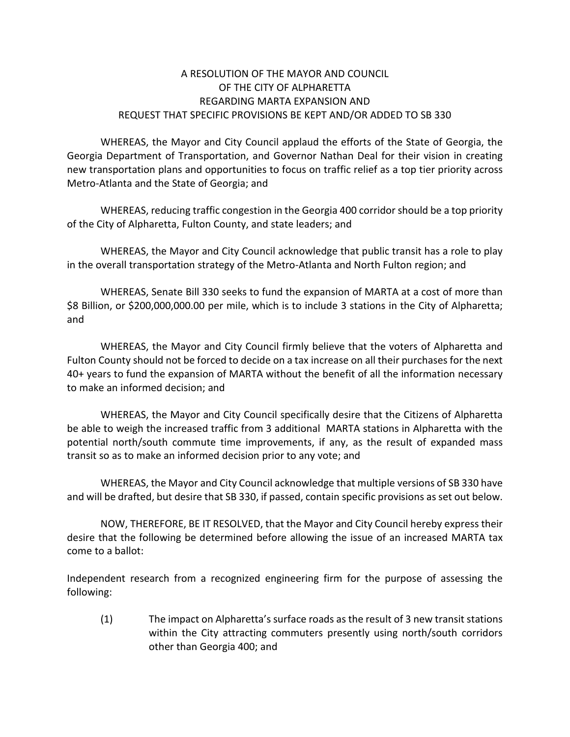# A RESOLUTION OF THE MAYOR AND COUNCIL OF THE CITY OF ALPHARETTA REGARDING MARTA EXPANSION AND REQUEST THAT SPECIFIC PROVISIONS BE KEPT AND/OR ADDED TO SB 330

WHEREAS, the Mayor and City Council applaud the efforts of the State of Georgia, the Georgia Department of Transportation, and Governor Nathan Deal for their vision in creating new transportation plans and opportunities to focus on traffic relief as a top tier priority across Metro-Atlanta and the State of Georgia; and

WHEREAS, reducing traffic congestion in the Georgia 400 corridor should be a top priority of the City of Alpharetta, Fulton County, and state leaders; and

WHEREAS, the Mayor and City Council acknowledge that public transit has a role to play in the overall transportation strategy of the Metro-Atlanta and North Fulton region; and

WHEREAS, Senate Bill 330 seeks to fund the expansion of MARTA at a cost of more than \$8 Billion, or \$200,000,000.00 per mile, which is to include 3 stations in the City of Alpharetta; and

WHEREAS, the Mayor and City Council firmly believe that the voters of Alpharetta and Fulton County should not be forced to decide on a tax increase on all their purchases for the next 40+ years to fund the expansion of MARTA without the benefit of all the information necessary to make an informed decision; and

WHEREAS, the Mayor and City Council specifically desire that the Citizens of Alpharetta be able to weigh the increased traffic from 3 additional MARTA stations in Alpharetta with the potential north/south commute time improvements, if any, as the result of expanded mass transit so as to make an informed decision prior to any vote; and

WHEREAS, the Mayor and City Council acknowledge that multiple versions of SB 330 have and will be drafted, but desire that SB 330, if passed, contain specific provisions as set out below.

NOW, THEREFORE, BE IT RESOLVED, that the Mayor and City Council hereby express their desire that the following be determined before allowing the issue of an increased MARTA tax come to a ballot:

Independent research from a recognized engineering firm for the purpose of assessing the following:

(1) The impact on Alpharetta's surface roads as the result of 3 new transit stations within the City attracting commuters presently using north/south corridors other than Georgia 400; and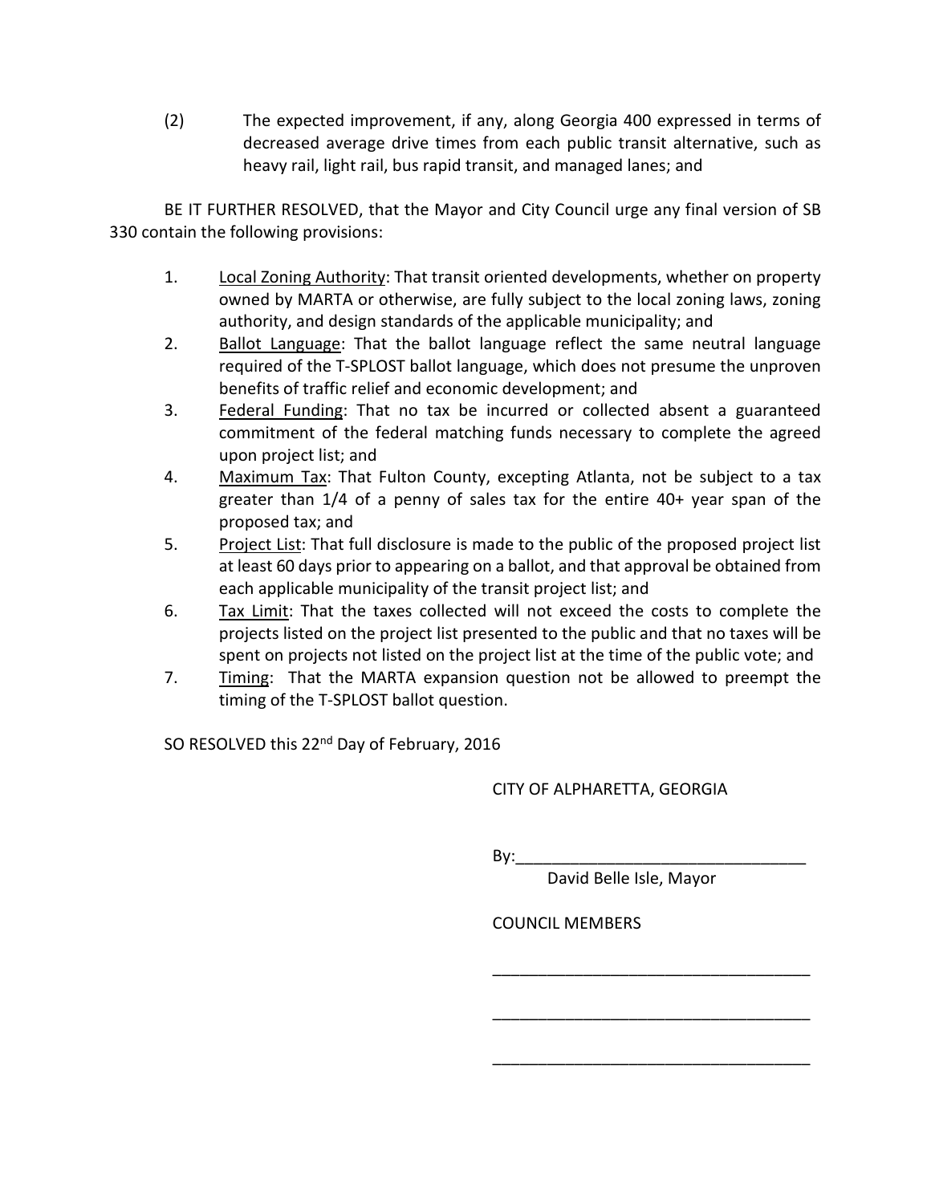(2) The expected improvement, if any, along Georgia 400 expressed in terms of decreased average drive times from each public transit alternative, such as heavy rail, light rail, bus rapid transit, and managed lanes; and

BE IT FURTHER RESOLVED, that the Mayor and City Council urge any final version of SB 330 contain the following provisions:

1. Local Zoning Authority: That transit oriented developments, whether on property owned by MARTA or otherwise, are fully subject to the local zoning laws, zoning authority, and design standards of the applicable municipality; and
2. Ballot Language: That the ballot language reflect the same neutral language required of the T-SPLOST ballot language, which does not presume the unproven benefits of traffic relief and economic development; and
3. Federal Funding: That no tax be incurred or collected absent a guaranteed commitment of the federal matching funds necessary to complete the agreed upon project list; and
4. Maximum Tax: That Fulton County, excepting Atlanta, not be subject to a tax greater than 1/4 of a penny of sales tax for the entire 40+ year span of the proposed tax; and
5. Project List: That full disclosure is made to the public of the proposed project list at least 60 days prior to appearing on a ballot, and that approval be obtained from each applicable municipality of the transit project list; and
6. Tax Limit: That the taxes collected will not exceed the costs to complete the projects listed on the project list presented to the public and that no taxes will be spent on projects not listed on the project list at the time of the public vote; and
7. Timing: That the MARTA expansion question not be allowed to preempt the timing of the T-SPLOST ballot question.

SO RESOLVED this 22nd Day of February, 2016

CITY OF ALPHARETTA, GEORGIA

By:________________________________

David Belle Isle, Mayor

COUNCIL MEMBERS

___________________________________

___________________________________

___________________________________